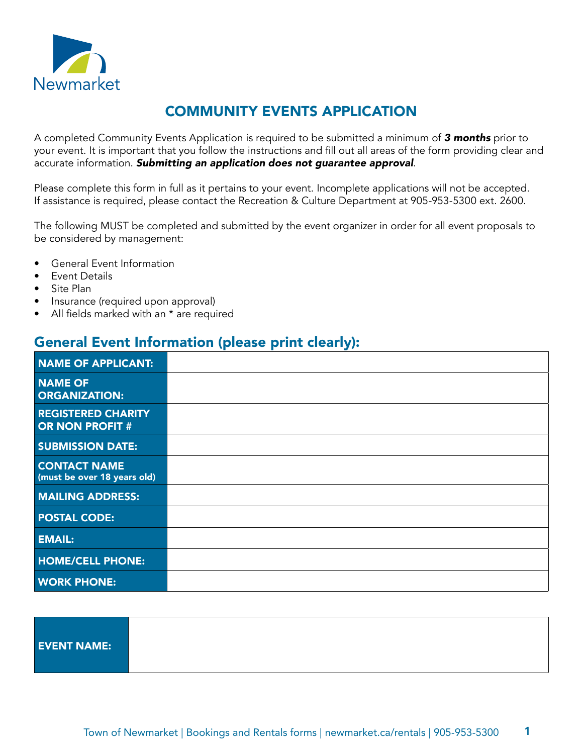Newmarket

# COMMUNITY EVENTS APPLICATION

A completed Community Events Application is required to be submitted a minimum of ***3 months*** prior to your event. It is important that you follow the instructions and fill out all areas of the form providing clear and accurate information. ***Submitting an application does not guarantee approval***.

Please complete this form in full as it pertains to your event. Incomplete applications will not be accepted. If assistance is required, please contact the Recreation & Culture Department at 905-953-5300 ext. 2600.

The following MUST be completed and submitted by the event organizer in order for all event proposals to be considered by management:

- General Event Information
- Event Details
- Site Plan
- Insurance (required upon approval)
- All fields marked with an * are required

## General Event Information (please print clearly):

| | |
|---|---|
| **NAME OF APPLICANT:** | |
| **NAME OF ORGANIZATION:** | |
| **REGISTERED CHARITY OR NON PROFIT #** | |
| **SUBMISSION DATE:** | |
| **CONTACT NAME** (must be over 18 years old) | |
| **MAILING ADDRESS:** | |
| **POSTAL CODE:** | |
| **EMAIL:** | |
| **HOME/CELL PHONE:** | |
| **WORK PHONE:** | |

| | |
|---|---|
| **EVENT NAME:** | |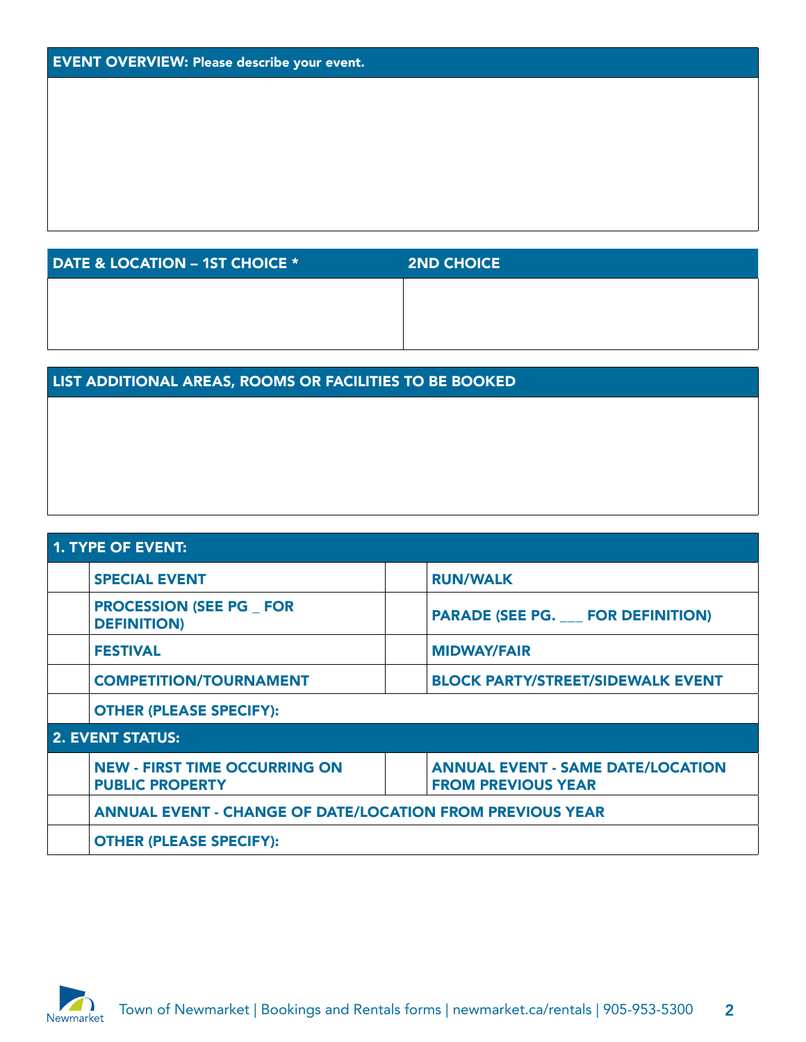| EVENT OVERVIEW: Please describe your event. |
|---|
| |

| DATE & LOCATION – 1ST CHOICE * | 2ND CHOICE |
|---|---|
| | |

| LIST ADDITIONAL AREAS, ROOMS OR FACILITIES TO BE BOOKED |
|---|
| |

| 1. TYPE OF EVENT: | | | |
|---|---|---|---|
| | SPECIAL EVENT | | RUN/WALK |
| | PROCESSION (SEE PG _ FOR DEFINITION) | | PARADE (SEE PG. ___ FOR DEFINITION) |
| | FESTIVAL | | MIDWAY/FAIR |
| | COMPETITION/TOURNAMENT | | BLOCK PARTY/STREET/SIDEWALK EVENT |
| | OTHER (PLEASE SPECIFY): | | |
| **2. EVENT STATUS:** | | | |
| | NEW - FIRST TIME OCCURRING ON PUBLIC PROPERTY | | ANNUAL EVENT - SAME DATE/LOCATION FROM PREVIOUS YEAR |
| | ANNUAL EVENT - CHANGE OF DATE/LOCATION FROM PREVIOUS YEAR | | |
| | OTHER (PLEASE SPECIFY): | | |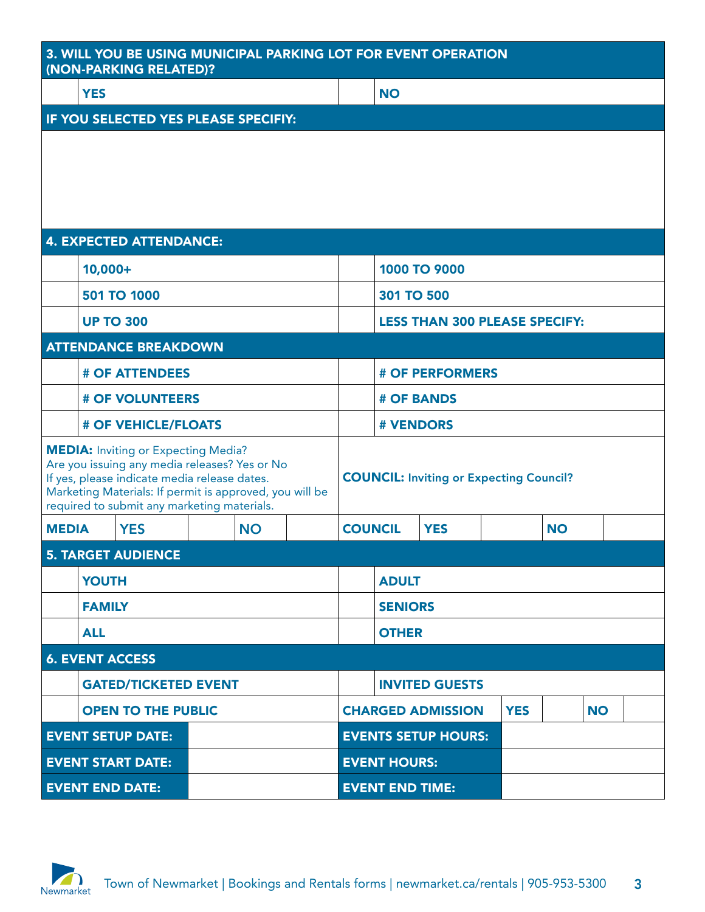## 3. WILL YOU BE USING MUNICIPAL PARKING LOT FOR EVENT OPERATION (NON-PARKING RELATED)?

| | YES | | NO |
|---|---|---|---|

**IF YOU SELECTED YES PLEASE SPECIFIY:**

## 4. EXPECTED ATTENDANCE:

| | | | |
|---|---|---|---|
| | 10,000+ | | 1000 TO 9000 |
| | 501 TO 1000 | | 301 TO 500 |
| | UP TO 300 | | LESS THAN 300 PLEASE SPECIFY: |

**ATTENDANCE BREAKDOWN**

| | | | |
|---|---|---|---|
| | # OF ATTENDEES | | # OF PERFORMERS |
| | # OF VOLUNTEERS | | # OF BANDS |
| | # OF VEHICLE/FLOATS | | # VENDORS |

**MEDIA:** Inviting or Expecting Media?
Are you issuing any media releases? Yes or No
If yes, please indicate media release dates.
Marketing Materials: If permit is approved, you will be required to submit any marketing materials.

**COUNCIL:** Inviting or Expecting Council?

| MEDIA | YES | | NO | | COUNCIL | YES | | NO | |
|---|---|---|---|---|---|---|---|---|---|

## 5. TARGET AUDIENCE

| | | | |
|---|---|---|---|
| | YOUTH | | ADULT |
| | FAMILY | | SENIORS |
| | ALL | | OTHER |

## 6. EVENT ACCESS

| | | | | | | |
|---|---|---|---|---|---|---|
| | GATED/TICKETED EVENT | | INVITED GUESTS | | | |
| | OPEN TO THE PUBLIC | CHARGED ADMISSION | YES | | NO | |

| | | | |
|---|---|---|---|
| EVENT SETUP DATE: | | EVENTS SETUP HOURS: | |
| EVENT START DATE: | | EVENT HOURS: | |
| EVENT END DATE: | | EVENT END TIME: | |

Town of Newmarket | Bookings and Rentals forms | newmarket.ca/rentals | 905-953-5300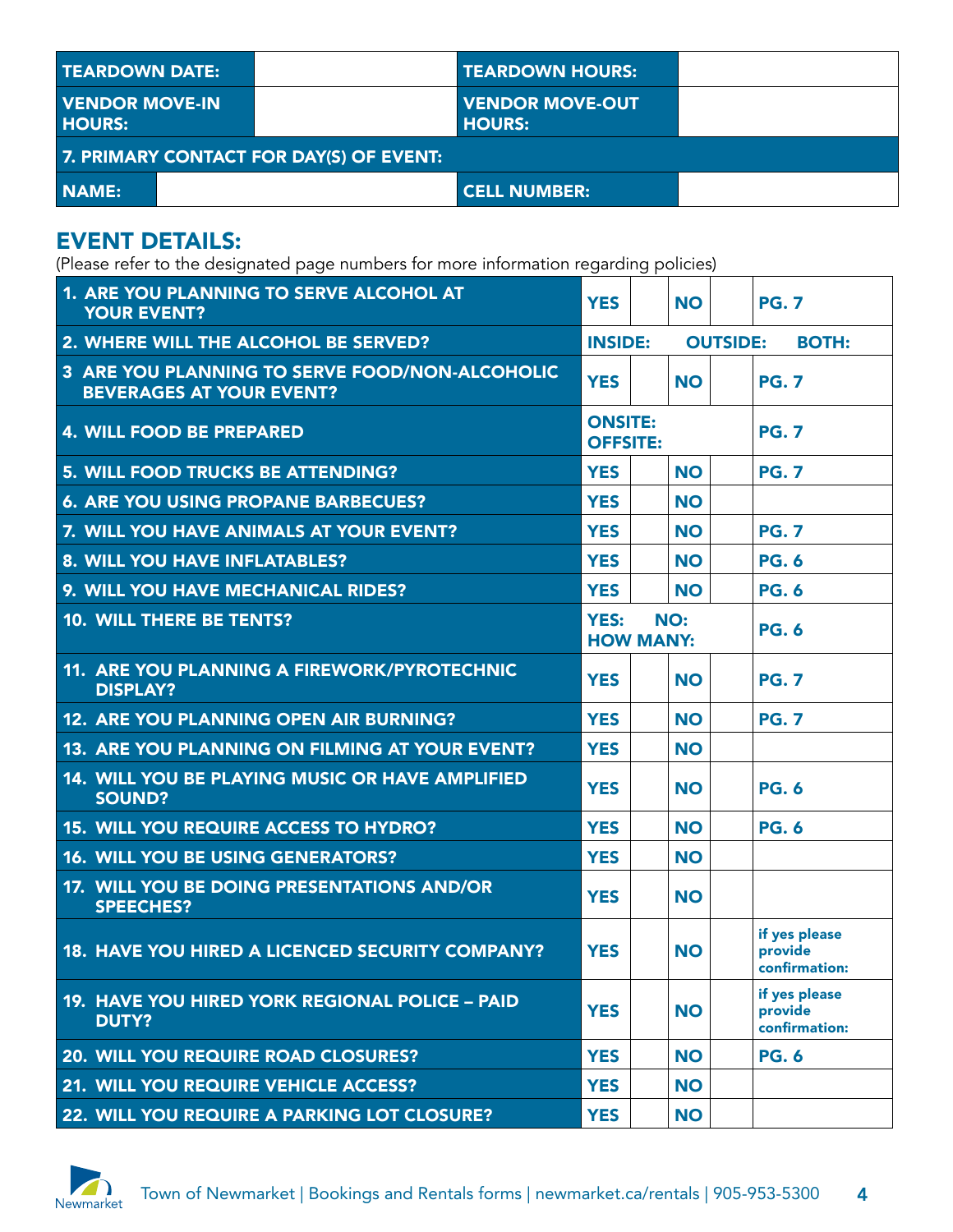| TEARDOWN DATE: | | TEARDOWN HOURS: | |
|---|---|---|---|
| VENDOR MOVE-IN HOURS: | | VENDOR MOVE-OUT HOURS: | |
| **7. PRIMARY CONTACT FOR DAY(S) OF EVENT:** | | | |
| NAME: | | CELL NUMBER: | |

## EVENT DETAILS:

(Please refer to the designated page numbers for more information regarding policies)

| Question | | | | | |
|---|---|---|---|---|---|
| 1. ARE YOU PLANNING TO SERVE ALCOHOL AT YOUR EVENT? | YES | | NO | | PG. 7 |
| 2. WHERE WILL THE ALCOHOL BE SERVED? | INSIDE: | | OUTSIDE: | | BOTH: |
| 3 ARE YOU PLANNING TO SERVE FOOD/NON-ALCOHOLIC BEVERAGES AT YOUR EVENT? | YES | | NO | | PG. 7 |
| 4. WILL FOOD BE PREPARED | ONSITE: OFFSITE: | | | | PG. 7 |
| 5. WILL FOOD TRUCKS BE ATTENDING? | YES | | NO | | PG. 7 |
| 6. ARE YOU USING PROPANE BARBECUES? | YES | | NO | | |
| 7. WILL YOU HAVE ANIMALS AT YOUR EVENT? | YES | | NO | | PG. 7 |
| 8. WILL YOU HAVE INFLATABLES? | YES | | NO | | PG. 6 |
| 9. WILL YOU HAVE MECHANICAL RIDES? | YES | | NO | | PG. 6 |
| 10. WILL THERE BE TENTS? | YES: NO: HOW MANY: | | | | PG. 6 |
| 11. ARE YOU PLANNING A FIREWORK/PYROTECHNIC DISPLAY? | YES | | NO | | PG. 7 |
| 12. ARE YOU PLANNING OPEN AIR BURNING? | YES | | NO | | PG. 7 |
| 13. ARE YOU PLANNING ON FILMING AT YOUR EVENT? | YES | | NO | | |
| 14. WILL YOU BE PLAYING MUSIC OR HAVE AMPLIFIED SOUND? | YES | | NO | | PG. 6 |
| 15. WILL YOU REQUIRE ACCESS TO HYDRO? | YES | | NO | | PG. 6 |
| 16. WILL YOU BE USING GENERATORS? | YES | | NO | | |
| 17. WILL YOU BE DOING PRESENTATIONS AND/OR SPEECHES? | YES | | NO | | |
| 18. HAVE YOU HIRED A LICENCED SECURITY COMPANY? | YES | | NO | | if yes please provide confirmation: |
| 19. HAVE YOU HIRED YORK REGIONAL POLICE – PAID DUTY? | YES | | NO | | if yes please provide confirmation: |
| 20. WILL YOU REQUIRE ROAD CLOSURES? | YES | | NO | | PG. 6 |
| 21. WILL YOU REQUIRE VEHICLE ACCESS? | YES | | NO | | |
| 22. WILL YOU REQUIRE A PARKING LOT CLOSURE? | YES | | NO | | |

Town of Newmarket | Bookings and Rentals forms | newmarket.ca/rentals | 905-953-5300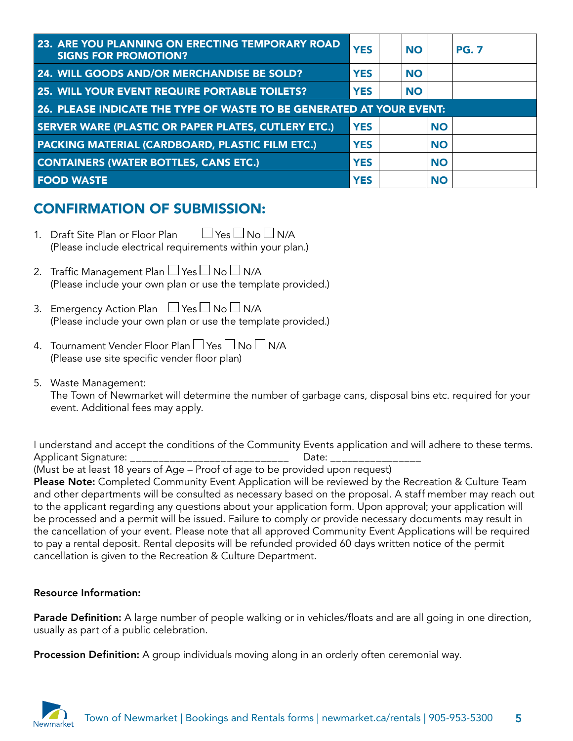| 23. ARE YOU PLANNING ON ERECTING TEMPORARY ROAD SIGNS FOR PROMOTION? | YES | | NO | | PG. 7 |
|---|---|---|---|---|---|
| 24. WILL GOODS AND/OR MERCHANDISE BE SOLD? | YES | | NO | | |
| 25. WILL YOUR EVENT REQUIRE PORTABLE TOILETS? | YES | | NO | | |
| 26. PLEASE INDICATE THE TYPE OF WASTE TO BE GENERATED AT YOUR EVENT: | | | | | |
| SERVER WARE (PLASTIC OR PAPER PLATES, CUTLERY ETC.) | YES | | | NO | |
| PACKING MATERIAL (CARDBOARD, PLASTIC FILM ETC.) | YES | | | NO | |
| CONTAINERS (WATER BOTTLES, CANS ETC.) | YES | | | NO | |
| FOOD WASTE | YES | | | NO | |

## CONFIRMATION OF SUBMISSION:

1. Draft Site Plan or Floor Plan ☐ Yes ☐ No ☐ N/A
   (Please include electrical requirements within your plan.)

2. Traffic Management Plan ☐ Yes ☐ No ☐ N/A
   (Please include your own plan or use the template provided.)

3. Emergency Action Plan ☐ Yes ☐ No ☐ N/A
   (Please include your own plan or use the template provided.)

4. Tournament Vender Floor Plan ☐ Yes ☐ No ☐ N/A
   (Please use site specific vender floor plan)

5. Waste Management:
   The Town of Newmarket will determine the number of garbage cans, disposal bins etc. required for your event. Additional fees may apply.

I understand and accept the conditions of the Community Events application and will adhere to these terms.
Applicant Signature: ____________________________ Date: ________________
(Must be at least 18 years of Age – Proof of age to be provided upon request)
**Please Note:** Completed Community Event Application will be reviewed by the Recreation & Culture Team and other departments will be consulted as necessary based on the proposal. A staff member may reach out to the applicant regarding any questions about your application form. Upon approval; your application will be processed and a permit will be issued. Failure to comply or provide necessary documents may result in the cancellation of your event. Please note that all approved Community Event Applications will be required to pay a rental deposit. Rental deposits will be refunded provided 60 days written notice of the permit cancellation is given to the Recreation & Culture Department.

**Resource Information:**

**Parade Definition:** A large number of people walking or in vehicles/floats and are all going in one direction, usually as part of a public celebration.

**Procession Definition:** A group individuals moving along in an orderly often ceremonial way.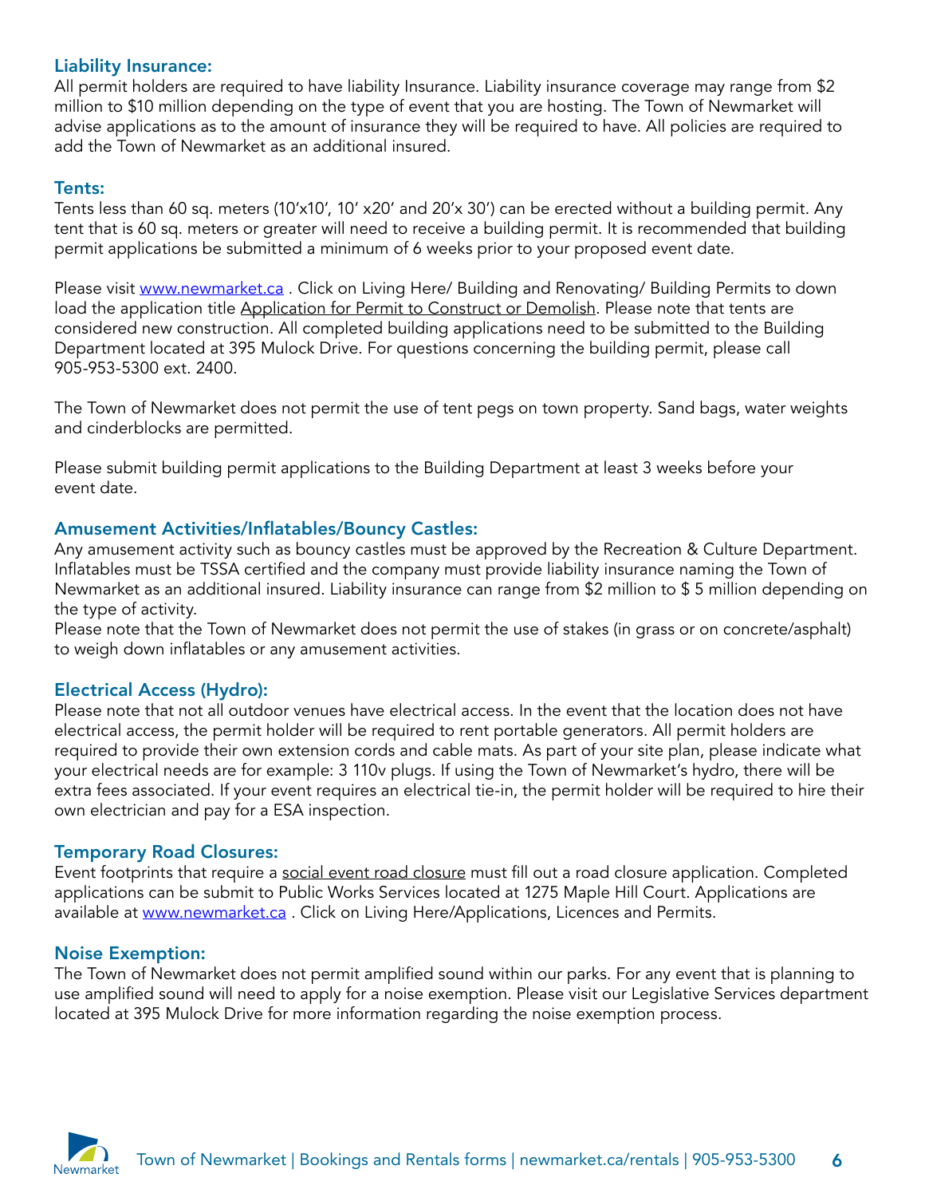### Liability Insurance:

All permit holders are required to have liability Insurance. Liability insurance coverage may range from $2 million to $10 million depending on the type of event that you are hosting. The Town of Newmarket will advise applications as to the amount of insurance they will be required to have. All policies are required to add the Town of Newmarket as an additional insured.

### Tents:

Tents less than 60 sq. meters (10'x10', 10' x20' and 20'x 30') can be erected without a building permit. Any tent that is 60 sq. meters or greater will need to receive a building permit. It is recommended that building permit applications be submitted a minimum of 6 weeks prior to your proposed event date.

Please visit [www.newmarket.ca](http://www.newmarket.ca) . Click on Living Here/ Building and Renovating/ Building Permits to down load the application title Application for Permit to Construct or Demolish. Please note that tents are considered new construction. All completed building applications need to be submitted to the Building Department located at 395 Mulock Drive. For questions concerning the building permit, please call 905-953-5300 ext. 2400.

The Town of Newmarket does not permit the use of tent pegs on town property. Sand bags, water weights and cinderblocks are permitted.

Please submit building permit applications to the Building Department at least 3 weeks before your event date.

### Amusement Activities/Inflatables/Bouncy Castles:

Any amusement activity such as bouncy castles must be approved by the Recreation & Culture Department. Inflatables must be TSSA certified and the company must provide liability insurance naming the Town of Newmarket as an additional insured. Liability insurance can range from $2 million to $ 5 million depending on the type of activity.

Please note that the Town of Newmarket does not permit the use of stakes (in grass or on concrete/asphalt) to weigh down inflatables or any amusement activities.

### Electrical Access (Hydro):

Please note that not all outdoor venues have electrical access. In the event that the location does not have electrical access, the permit holder will be required to rent portable generators. All permit holders are required to provide their own extension cords and cable mats. As part of your site plan, please indicate what your electrical needs are for example: 3 110v plugs. If using the Town of Newmarket's hydro, there will be extra fees associated. If your event requires an electrical tie-in, the permit holder will be required to hire their own electrician and pay for a ESA inspection.

### Temporary Road Closures:

Event footprints that require a social event road closure must fill out a road closure application. Completed applications can be submit to Public Works Services located at 1275 Maple Hill Court. Applications are available at [www.newmarket.ca](http://www.newmarket.ca) . Click on Living Here/Applications, Licences and Permits.

### Noise Exemption:

The Town of Newmarket does not permit amplified sound within our parks. For any event that is planning to use amplified sound will need to apply for a noise exemption. Please visit our Legislative Services department located at 395 Mulock Drive for more information regarding the noise exemption process.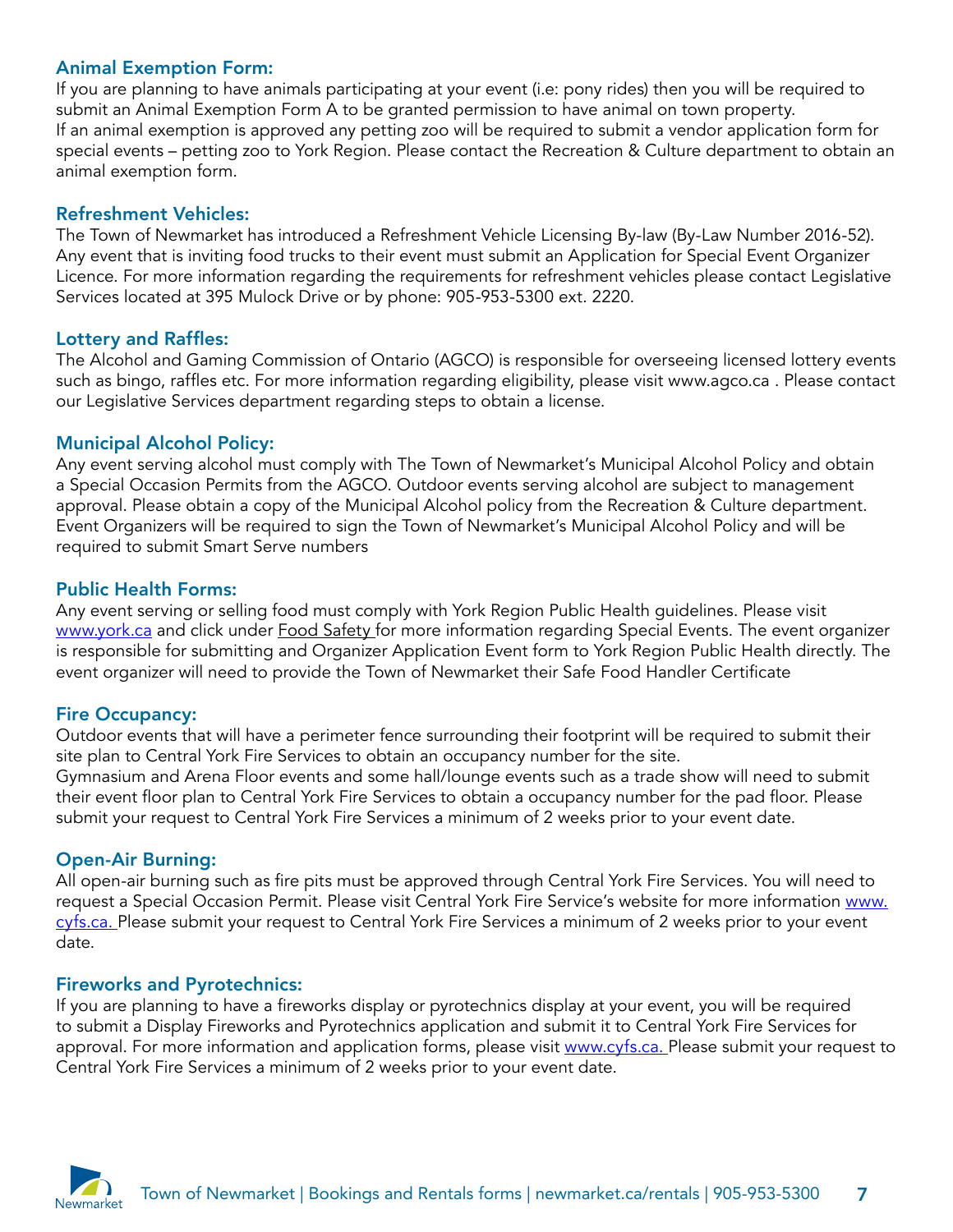## Animal Exemption Form:

If you are planning to have animals participating at your event (i.e: pony rides) then you will be required to submit an Animal Exemption Form A to be granted permission to have animal on town property.
If an animal exemption is approved any petting zoo will be required to submit a vendor application form for special events – petting zoo to York Region. Please contact the Recreation & Culture department to obtain an animal exemption form.

## Refreshment Vehicles:

The Town of Newmarket has introduced a Refreshment Vehicle Licensing By-law (By-Law Number 2016-52). Any event that is inviting food trucks to their event must submit an Application for Special Event Organizer Licence. For more information regarding the requirements for refreshment vehicles please contact Legislative Services located at 395 Mulock Drive or by phone: 905-953-5300 ext. 2220.

## Lottery and Raffles:

The Alcohol and Gaming Commission of Ontario (AGCO) is responsible for overseeing licensed lottery events such as bingo, raffles etc. For more information regarding eligibility, please visit www.agco.ca . Please contact our Legislative Services department regarding steps to obtain a license.

## Municipal Alcohol Policy:

Any event serving alcohol must comply with The Town of Newmarket's Municipal Alcohol Policy and obtain a Special Occasion Permits from the AGCO. Outdoor events serving alcohol are subject to management approval. Please obtain a copy of the Municipal Alcohol policy from the Recreation & Culture department. Event Organizers will be required to sign the Town of Newmarket's Municipal Alcohol Policy and will be required to submit Smart Serve numbers

## Public Health Forms:

Any event serving or selling food must comply with York Region Public Health guidelines. Please visit www.york.ca and click under Food Safety for more information regarding Special Events. The event organizer is responsible for submitting and Organizer Application Event form to York Region Public Health directly. The event organizer will need to provide the Town of Newmarket their Safe Food Handler Certificate

## Fire Occupancy:

Outdoor events that will have a perimeter fence surrounding their footprint will be required to submit their site plan to Central York Fire Services to obtain an occupancy number for the site.
Gymnasium and Arena Floor events and some hall/lounge events such as a trade show will need to submit their event floor plan to Central York Fire Services to obtain a occupancy number for the pad floor. Please submit your request to Central York Fire Services a minimum of 2 weeks prior to your event date.

## Open-Air Burning:

All open-air burning such as fire pits must be approved through Central York Fire Services. You will need to request a Special Occasion Permit. Please visit Central York Fire Service's website for more information www.cyfs.ca. Please submit your request to Central York Fire Services a minimum of 2 weeks prior to your event date.

## Fireworks and Pyrotechnics:

If you are planning to have a fireworks display or pyrotechnics display at your event, you will be required to submit a Display Fireworks and Pyrotechnics application and submit it to Central York Fire Services for approval. For more information and application forms, please visit www.cyfs.ca. Please submit your request to Central York Fire Services a minimum of 2 weeks prior to your event date.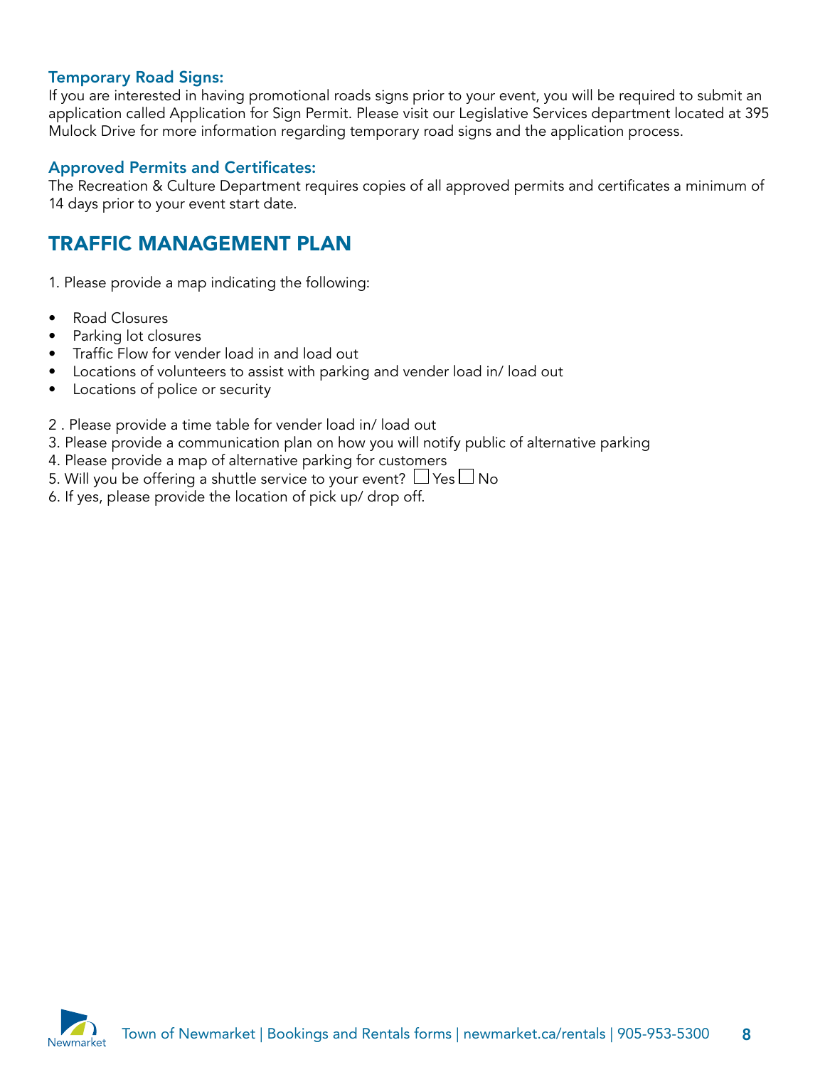### Temporary Road Signs:

If you are interested in having promotional roads signs prior to your event, you will be required to submit an application called Application for Sign Permit. Please visit our Legislative Services department located at 395 Mulock Drive for more information regarding temporary road signs and the application process.

### Approved Permits and Certificates:

The Recreation & Culture Department requires copies of all approved permits and certificates a minimum of 14 days prior to your event start date.

## TRAFFIC MANAGEMENT PLAN

1. Please provide a map indicating the following:

- Road Closures
- Parking lot closures
- Traffic Flow for vender load in and load out
- Locations of volunteers to assist with parking and vender load in/ load out
- Locations of police or security

2 . Please provide a time table for vender load in/ load out
3. Please provide a communication plan on how you will notify public of alternative parking
4. Please provide a map of alternative parking for customers
5. Will you be offering a shuttle service to your event? ☐ Yes ☐ No
6. If yes, please provide the location of pick up/ drop off.